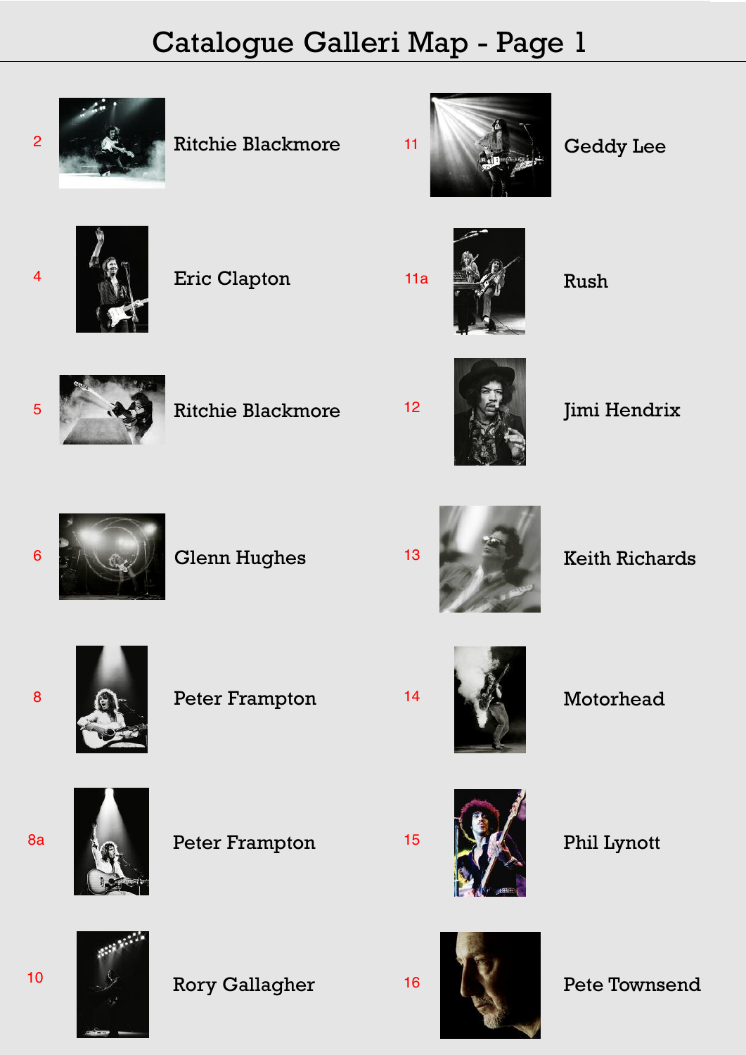# Catalogue Galleri Map - Page 1

2 Ritchie Blackmore

4 Eric Clapton

5 Ritchie Blackmore

6 Glenn Hughes

8 Peter Frampton

8a Peter Frampton

10 Rory Gallagher

11 Geddy Lee

11a Rush

12 Jimi Hendrix

13 Keith Richards

14 Motorhead

15 Phil Lynott

16 Pete Townsend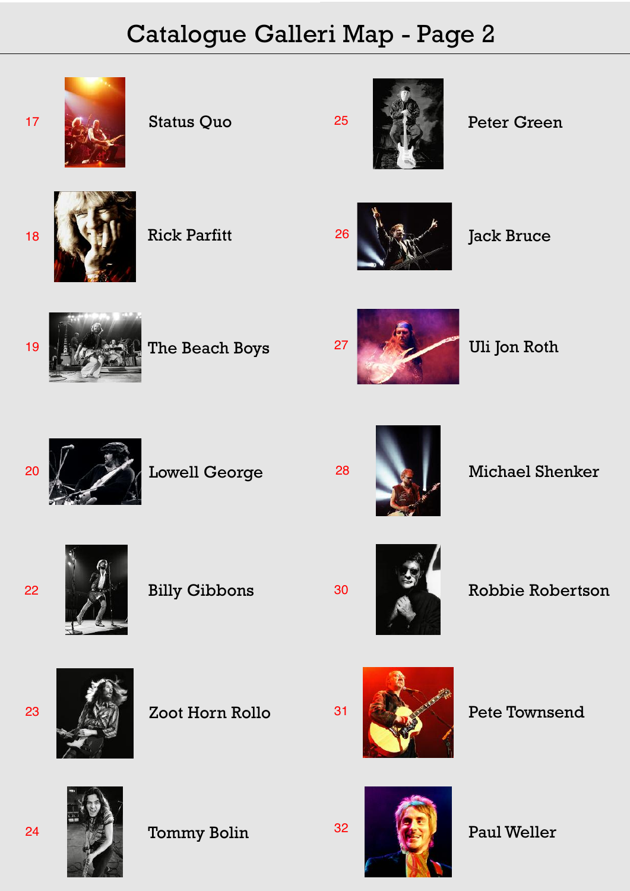# Catalogue Galleri Map - Page 2

17 Status Quo

18 Rick Parfitt

19 The Beach Boys

20 Lowell George

22 Billy Gibbons

23 Zoot Horn Rollo

24 Tommy Bolin

25 Peter Green

26 Jack Bruce

27 Uli Jon Roth

28 Michael Shenker

30 Robbie Robertson

31 Pete Townsend

32 Paul Weller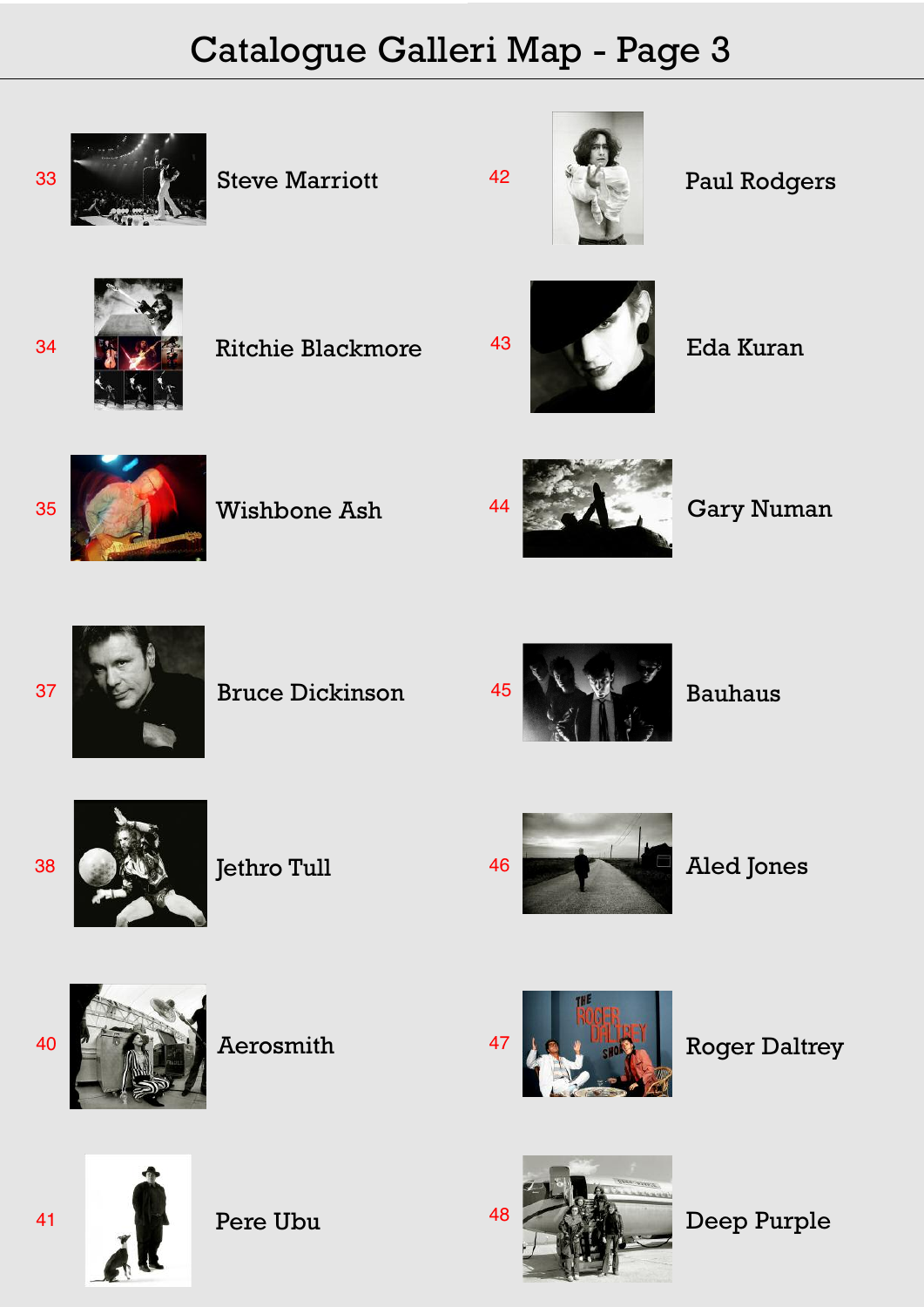# Catalogue Galleri Map - Page 3

| No. | Name |
|---|---|
| 33 | Steve Marriott |
| 34 | Ritchie Blackmore |
| 35 | Wishbone Ash |
| 37 | Bruce Dickinson |
| 38 | Jethro Tull |
| 40 | Aerosmith |
| 41 | Pere Ubu |
| 42 | Paul Rodgers |
| 43 | Eda Kuran |
| 44 | Gary Numan |
| 45 | Bauhaus |
| 46 | Aled Jones |
| 47 | Roger Daltrey |
| 48 | Deep Purple |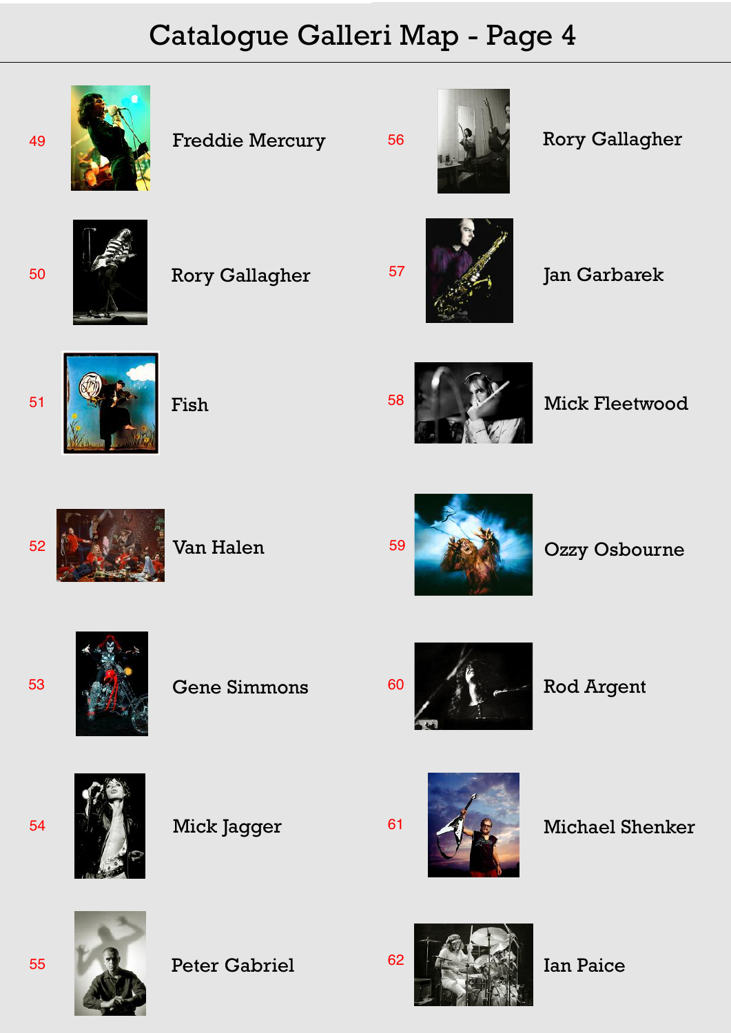# Catalogue Galleri Map - Page 4

49 Freddie Mercury

50 Rory Gallagher

51 Fish

52 Van Halen

53 Gene Simmons

54 Mick Jagger

55 Peter Gabriel

56 Rory Gallagher

57 Jan Garbarek

58 Mick Fleetwood

59 Ozzy Osbourne

60 Rod Argent

61 Michael Shenker

62 Ian Paice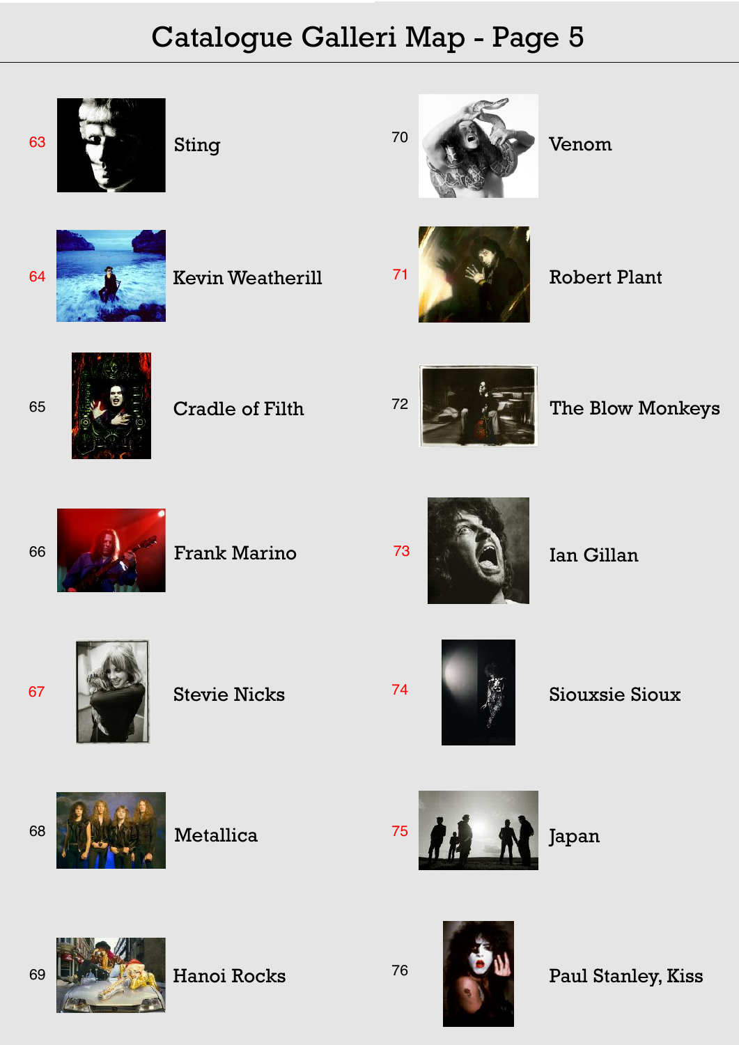# Catalogue Galleri Map - Page 5

63 Sting

64 Kevin Weatherill

65 Cradle of Filth

66 Frank Marino

67 Stevie Nicks

68 Metallica

69 Hanoi Rocks

70 Venom

71 Robert Plant

72 The Blow Monkeys

73 Ian Gillan

74 Siouxsie Sioux

75 Japan

76 Paul Stanley, Kiss